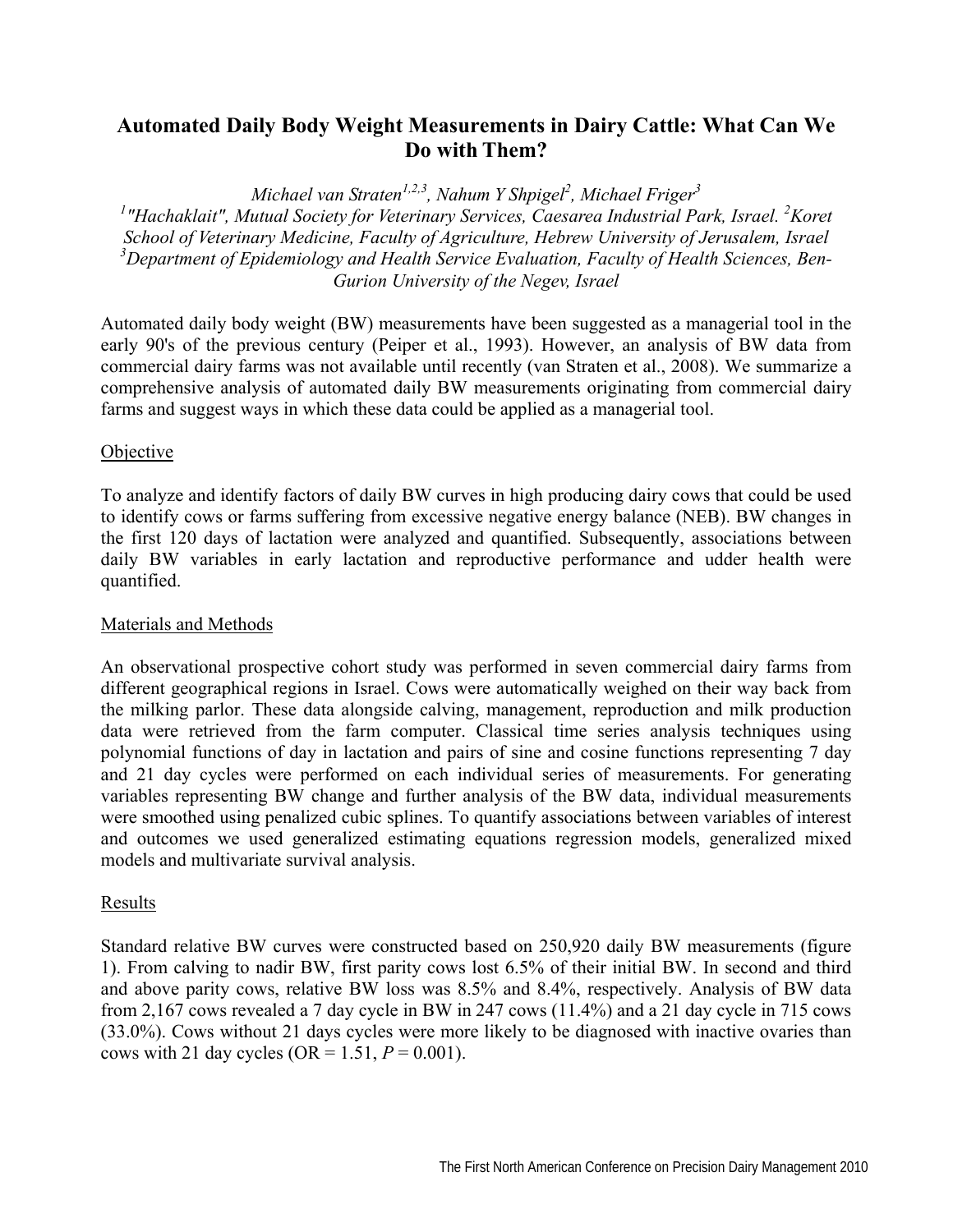# Automated Daily Body Weight Measurements in Dairy Cattle: What Can We Do with Them?

*Michael van Straten[1,2,3], Nahum Y Shpigel[2], Michael Friger[3]*

*[1]"Hachaklait", Mutual Society for Veterinary Services, Caesarea Industrial Park, Israel. [2]Koret School of Veterinary Medicine, Faculty of Agriculture, Hebrew University of Jerusalem, Israel [3]Department of Epidemiology and Health Service Evaluation, Faculty of Health Sciences, Ben-Gurion University of the Negev, Israel*

Automated daily body weight (BW) measurements have been suggested as a managerial tool in the early 90's of the previous century (Peiper et al., 1993). However, an analysis of BW data from commercial dairy farms was not available until recently (van Straten et al., 2008). We summarize a comprehensive analysis of automated daily BW measurements originating from commercial dairy farms and suggest ways in which these data could be applied as a managerial tool.

## Objective

To analyze and identify factors of daily BW curves in high producing dairy cows that could be used to identify cows or farms suffering from excessive negative energy balance (NEB). BW changes in the first 120 days of lactation were analyzed and quantified. Subsequently, associations between daily BW variables in early lactation and reproductive performance and udder health were quantified.

## Materials and Methods

An observational prospective cohort study was performed in seven commercial dairy farms from different geographical regions in Israel. Cows were automatically weighed on their way back from the milking parlor. These data alongside calving, management, reproduction and milk production data were retrieved from the farm computer. Classical time series analysis techniques using polynomial functions of day in lactation and pairs of sine and cosine functions representing 7 day and 21 day cycles were performed on each individual series of measurements. For generating variables representing BW change and further analysis of the BW data, individual measurements were smoothed using penalized cubic splines. To quantify associations between variables of interest and outcomes we used generalized estimating equations regression models, generalized mixed models and multivariate survival analysis.

## Results

Standard relative BW curves were constructed based on 250,920 daily BW measurements (figure 1). From calving to nadir BW, first parity cows lost 6.5% of their initial BW. In second and third and above parity cows, relative BW loss was 8.5% and 8.4%, respectively. Analysis of BW data from 2,167 cows revealed a 7 day cycle in BW in 247 cows (11.4%) and a 21 day cycle in 715 cows (33.0%). Cows without 21 days cycles were more likely to be diagnosed with inactive ovaries than cows with 21 day cycles (OR = 1.51, $P = 0.001$).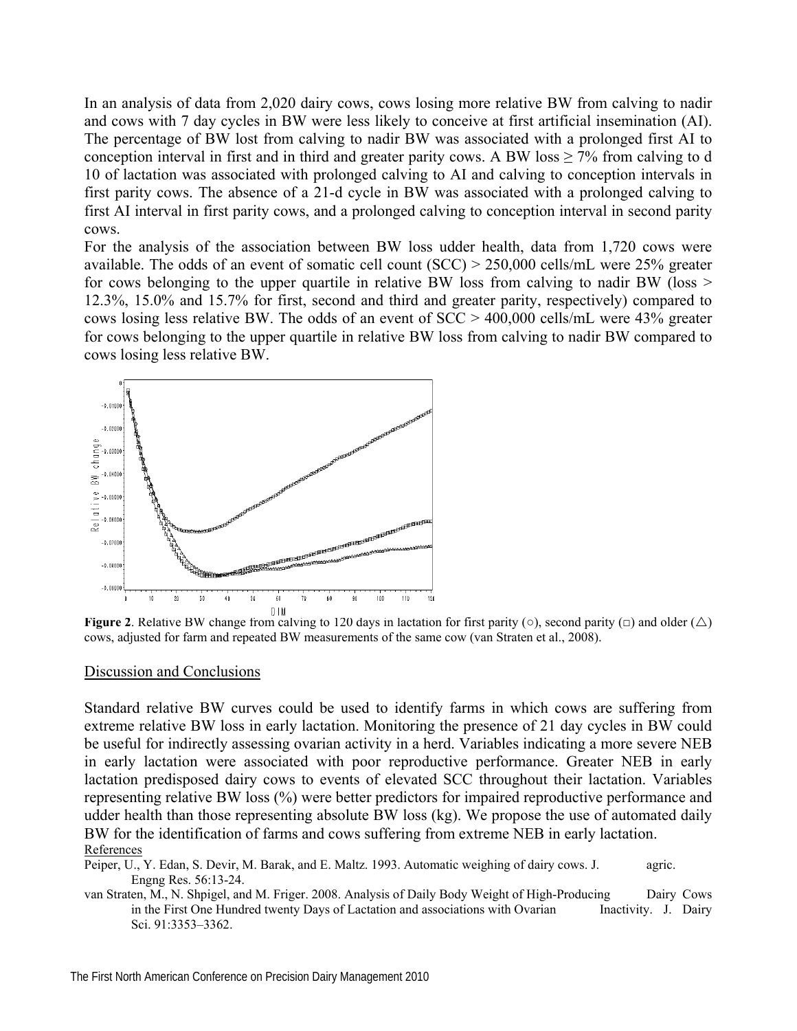In an analysis of data from 2,020 dairy cows, cows losing more relative BW from calving to nadir and cows with 7 day cycles in BW were less likely to conceive at first artificial insemination (AI). The percentage of BW lost from calving to nadir BW was associated with a prolonged first AI to conception interval in first and in third and greater parity cows. A BW loss ≥ 7% from calving to d 10 of lactation was associated with prolonged calving to AI and calving to conception intervals in first parity cows. The absence of a 21-d cycle in BW was associated with a prolonged calving to first AI interval in first parity cows, and a prolonged calving to conception interval in second parity cows.

For the analysis of the association between BW loss udder health, data from 1,720 cows were available. The odds of an event of somatic cell count (SCC) > 250,000 cells/mL were 25% greater for cows belonging to the upper quartile in relative BW loss from calving to nadir BW (loss > 12.3%, 15.0% and 15.7% for first, second and third and greater parity, respectively) compared to cows losing less relative BW. The odds of an event of SCC > 400,000 cells/mL were 43% greater for cows belonging to the upper quartile in relative BW loss from calving to nadir BW compared to cows losing less relative BW.

Relative BW change

0
-0.01000
-0.02000
-0.03000
-0.04000
-0.05000
-0.06000
-0.07000
-0.08000
-0.09000

1 10 20 30 40 50 60 70 80 90 100 110 120

DIM

**Figure 2**. Relative BW change from calving to 120 days in lactation for first parity (○), second parity (□) and older (△) cows, adjusted for farm and repeated BW measurements of the same cow (van Straten et al., 2008).

## Discussion and Conclusions

Standard relative BW curves could be used to identify farms in which cows are suffering from extreme relative BW loss in early lactation. Monitoring the presence of 21 day cycles in BW could be useful for indirectly assessing ovarian activity in a herd. Variables indicating a more severe NEB in early lactation were associated with poor reproductive performance. Greater NEB in early lactation predisposed dairy cows to events of elevated SCC throughout their lactation. Variables representing relative BW loss (%) were better predictors for impaired reproductive performance and udder health than those representing absolute BW loss (kg). We propose the use of automated daily BW for the identification of farms and cows suffering from extreme NEB in early lactation.

## References

Peiper, U., Y. Edan, S. Devir, M. Barak, and E. Maltz. 1993. Automatic weighing of dairy cows. J. agric. Engng Res. 56:13-24.

van Straten, M., N. Shpigel, and M. Friger. 2008. Analysis of Daily Body Weight of High-Producing Dairy Cows in the First One Hundred twenty Days of Lactation and associations with Ovarian Inactivity. J. Dairy Sci. 91:3353–3362.